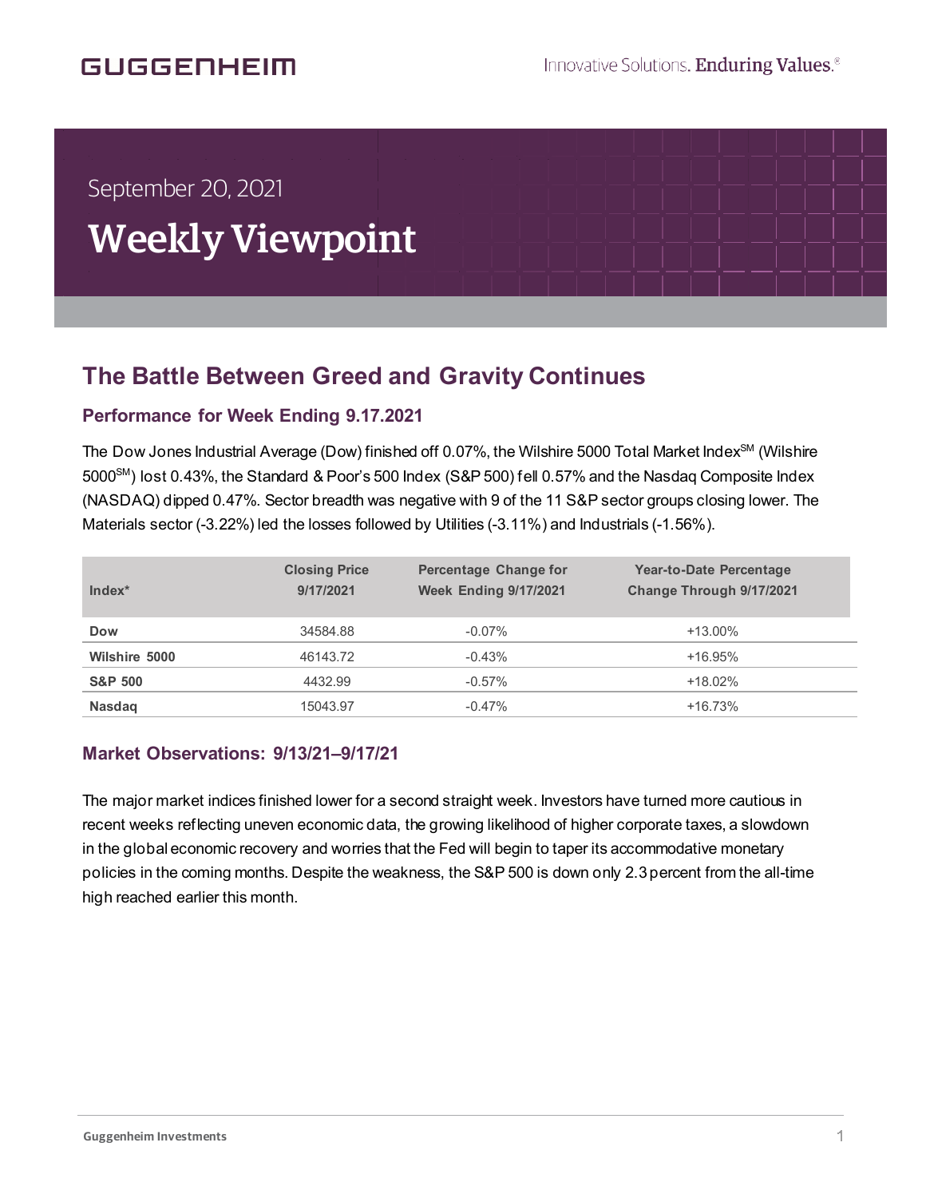September 20, 2021

# Weekly Viewpoint

## The Battle Between Greed and Gravity Continues

### Performance for Week Ending 9.17.2021

The Dow Jones Industrial Average (Dow) finished off 0.07%, the Wilshire 5000 Total Market Index[SM] (Wilshire 5000[SM]) lost 0.43%, the Standard & Poor's 500 Index (S&P 500) fell 0.57% and the Nasdaq Composite Index (NASDAQ) dipped 0.47%. Sector breadth was negative with 9 of the 11 S&P sector groups closing lower. The Materials sector (-3.22%) led the losses followed by Utilities (-3.11%) and Industrials (-1.56%).

| Index* | Closing Price 9/17/2021 | Percentage Change for Week Ending 9/17/2021 | Year-to-Date Percentage Change Through 9/17/2021 |
|---|---|---|---|
| **Dow** | 34584.88 | -0.07% | +13.00% |
| **Wilshire 5000** | 46143.72 | -0.43% | +16.95% |
| **S&P 500** | 4432.99 | -0.57% | +18.02% |
| **Nasdaq** | 15043.97 | -0.47% | +16.73% |

### Market Observations: 9/13/21–9/17/21

The major market indices finished lower for a second straight week. Investors have turned more cautious in recent weeks reflecting uneven economic data, the growing likelihood of higher corporate taxes, a slowdown in the global economic recovery and worries that the Fed will begin to taper its accommodative monetary policies in the coming months. Despite the weakness, the S&P 500 is down only 2.3 percent from the all-time high reached earlier this month.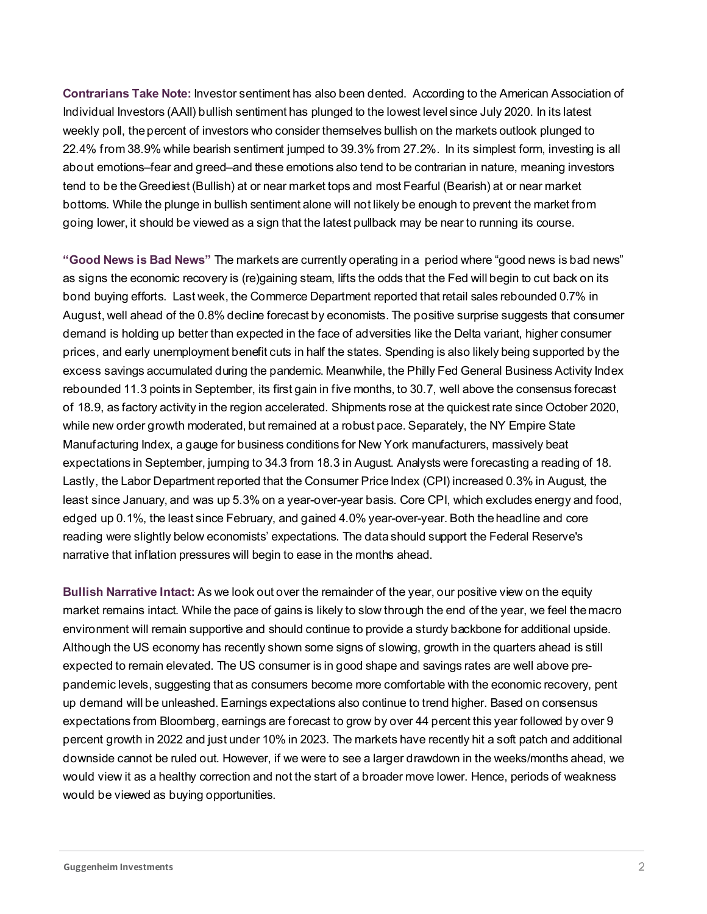**Contrarians Take Note:** Investor sentiment has also been dented. According to the American Association of Individual Investors (AAII) bullish sentiment has plunged to the lowest level since July 2020. In its latest weekly poll, the percent of investors who consider themselves bullish on the markets outlook plunged to 22.4% from 38.9% while bearish sentiment jumped to 39.3% from 27.2%. In its simplest form, investing is all about emotions–fear and greed–and these emotions also tend to be contrarian in nature, meaning investors tend to be the Greediest (Bullish) at or near market tops and most Fearful (Bearish) at or near market bottoms. While the plunge in bullish sentiment alone will not likely be enough to prevent the market from going lower, it should be viewed as a sign that the latest pullback may be near to running its course.

**"Good News is Bad News"** The markets are currently operating in a period where "good news is bad news" as signs the economic recovery is (re)gaining steam, lifts the odds that the Fed will begin to cut back on its bond buying efforts. Last week, the Commerce Department reported that retail sales rebounded 0.7% in August, well ahead of the 0.8% decline forecast by economists. The positive surprise suggests that consumer demand is holding up better than expected in the face of adversities like the Delta variant, higher consumer prices, and early unemployment benefit cuts in half the states. Spending is also likely being supported by the excess savings accumulated during the pandemic. Meanwhile, the Philly Fed General Business Activity Index rebounded 11.3 points in September, its first gain in five months, to 30.7, well above the consensus forecast of 18.9, as factory activity in the region accelerated. Shipments rose at the quickest rate since October 2020, while new order growth moderated, but remained at a robust pace. Separately, the NY Empire State Manufacturing Index, a gauge for business conditions for New York manufacturers, massively beat expectations in September, jumping to 34.3 from 18.3 in August. Analysts were forecasting a reading of 18. Lastly, the Labor Department reported that the Consumer Price Index (CPI) increased 0.3% in August, the least since January, and was up 5.3% on a year-over-year basis. Core CPI, which excludes energy and food, edged up 0.1%, the least since February, and gained 4.0% year-over-year. Both the headline and core reading were slightly below economists' expectations. The data should support the Federal Reserve's narrative that inflation pressures will begin to ease in the months ahead.

**Bullish Narrative Intact:** As we look out over the remainder of the year, our positive view on the equity market remains intact. While the pace of gains is likely to slow through the end of the year, we feel the macro environment will remain supportive and should continue to provide a sturdy backbone for additional upside. Although the US economy has recently shown some signs of slowing, growth in the quarters ahead is still expected to remain elevated. The US consumer is in good shape and savings rates are well above pre-pandemic levels, suggesting that as consumers become more comfortable with the economic recovery, pent up demand will be unleashed. Earnings expectations also continue to trend higher. Based on consensus expectations from Bloomberg, earnings are forecast to grow by over 44 percent this year followed by over 9 percent growth in 2022 and just under 10% in 2023. The markets have recently hit a soft patch and additional downside cannot be ruled out. However, if we were to see a larger drawdown in the weeks/months ahead, we would view it as a healthy correction and not the start of a broader move lower. Hence, periods of weakness would be viewed as buying opportunities.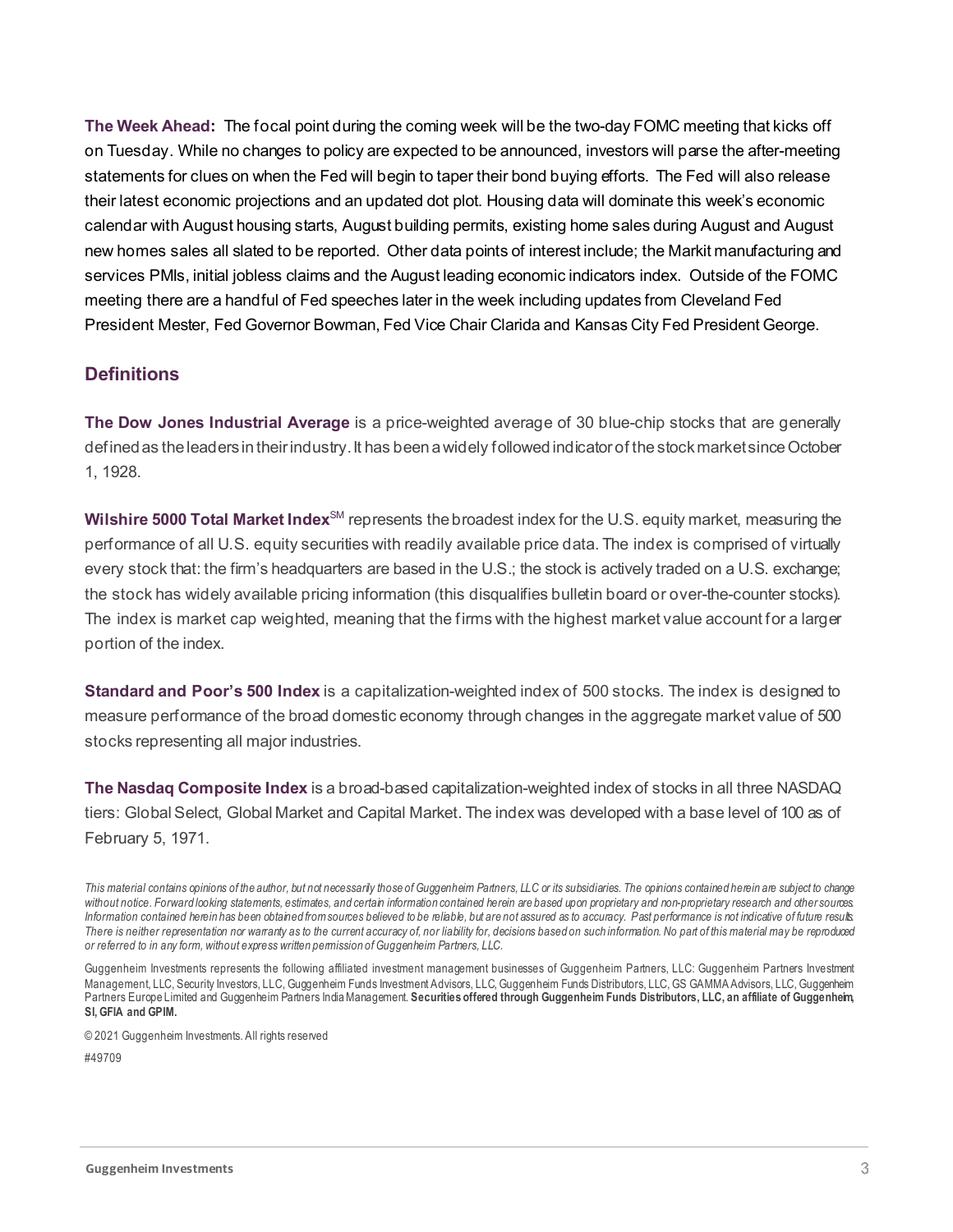**The Week Ahead:** The focal point during the coming week will be the two-day FOMC meeting that kicks off on Tuesday. While no changes to policy are expected to be announced, investors will parse the after-meeting statements for clues on when the Fed will begin to taper their bond buying efforts. The Fed will also release their latest economic projections and an updated dot plot. Housing data will dominate this week's economic calendar with August housing starts, August building permits, existing home sales during August and August new homes sales all slated to be reported. Other data points of interest include; the Markit manufacturing and services PMIs, initial jobless claims and the August leading economic indicators index. Outside of the FOMC meeting there are a handful of Fed speeches later in the week including updates from Cleveland Fed President Mester, Fed Governor Bowman, Fed Vice Chair Clarida and Kansas City Fed President George.

## Definitions

**The Dow Jones Industrial Average** is a price-weighted average of 30 blue-chip stocks that are generally defined as the leaders in their industry. It has been a widely followed indicator of the stock market since October 1, 1928.

**Wilshire 5000 Total Market Index**SM represents the broadest index for the U.S. equity market, measuring the performance of all U.S. equity securities with readily available price data. The index is comprised of virtually every stock that: the firm's headquarters are based in the U.S.; the stock is actively traded on a U.S. exchange; the stock has widely available pricing information (this disqualifies bulletin board or over-the-counter stocks). The index is market cap weighted, meaning that the firms with the highest market value account for a larger portion of the index.

**Standard and Poor's 500 Index** is a capitalization-weighted index of 500 stocks. The index is designed to measure performance of the broad domestic economy through changes in the aggregate market value of 500 stocks representing all major industries.

**The Nasdaq Composite Index** is a broad-based capitalization-weighted index of stocks in all three NASDAQ tiers: Global Select, Global Market and Capital Market. The index was developed with a base level of 100 as of February 5, 1971.

*This material contains opinions of the author, but not necessarily those of Guggenheim Partners, LLC or its subsidiaries. The opinions contained herein are subject to change without notice. Forward looking statements, estimates, and certain information contained herein are based upon proprietary and non-proprietary research and other sources. Information contained herein has been obtained from sources believed to be reliable, but are not assured as to accuracy. Past performance is not indicative of future results. There is neither representation nor warranty as to the current accuracy of, nor liability for, decisions based on such information. No part of this material may be reproduced or referred to in any form, without express written permission of Guggenheim Partners, LLC.*

Guggenheim Investments represents the following affiliated investment management businesses of Guggenheim Partners, LLC: Guggenheim Partners Investment Management, LLC, Security Investors, LLC, Guggenheim Funds Investment Advisors, LLC, Guggenheim Funds Distributors, LLC, GS GAMMA Advisors, LLC, Guggenheim Partners Europe Limited and Guggenheim Partners India Management. **Securities offered through Guggenheim Funds Distributors, LLC, an affiliate of Guggenheim, SI, GFIA and GPIM.**

© 2021 Guggenheim Investments. All rights reserved

#49709